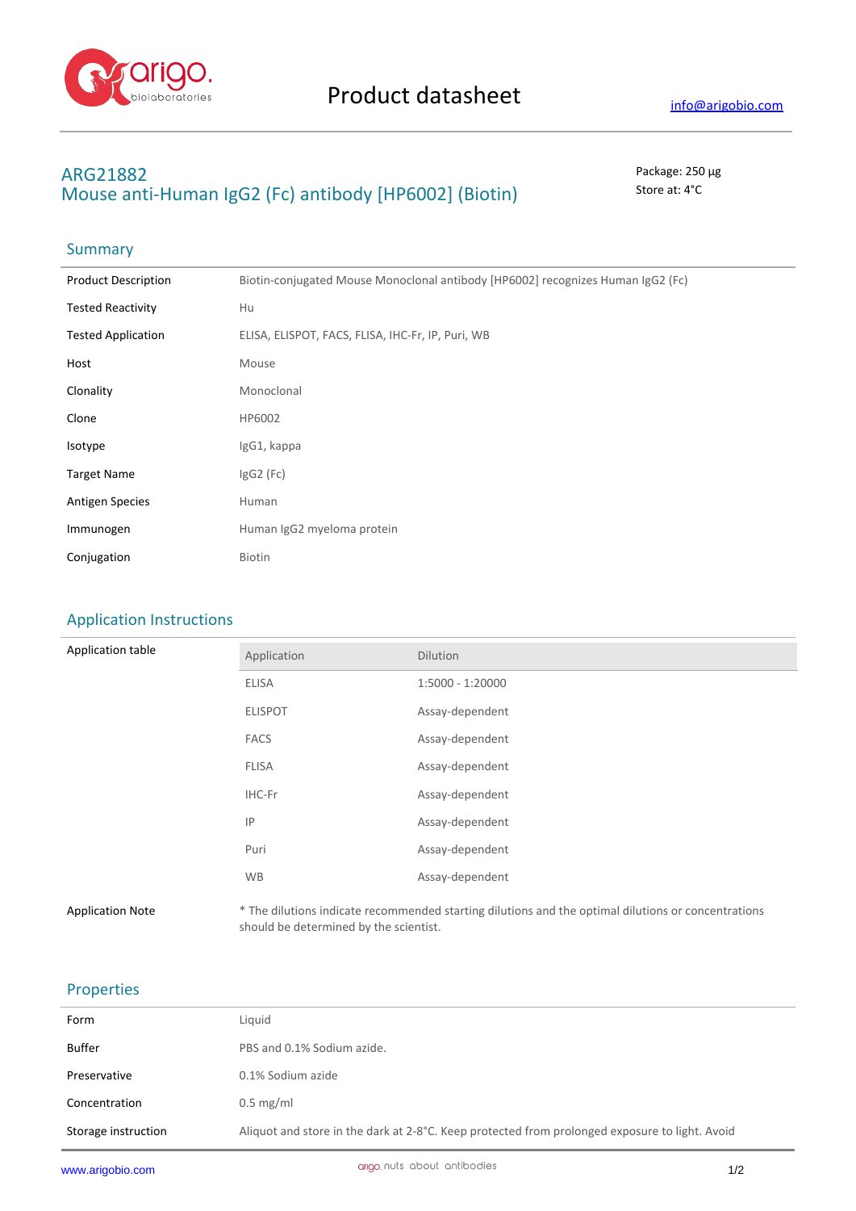# Product datasheet

info@arigobio.com

## ARG21882
## Mouse anti-Human IgG2 (Fc) antibody [HP6002] (Biotin)

Package: 250 μg
Store at: 4°C

## Summary

| | |
|---|---|
| Product Description | Biotin-conjugated Mouse Monoclonal antibody [HP6002] recognizes Human IgG2 (Fc) |
| Tested Reactivity | Hu |
| Tested Application | ELISA, ELISPOT, FACS, FLISA, IHC-Fr, IP, Puri, WB |
| Host | Mouse |
| Clonality | Monoclonal |
| Clone | HP6002 |
| Isotype | IgG1, kappa |
| Target Name | IgG2 (Fc) |
| Antigen Species | Human |
| Immunogen | Human IgG2 myeloma protein |
| Conjugation | Biotin |

## Application Instructions

Application table

| Application | Dilution |
|---|---|
| ELISA | 1:5000 - 1:20000 |
| ELISPOT | Assay-dependent |
| FACS | Assay-dependent |
| FLISA | Assay-dependent |
| IHC-Fr | Assay-dependent |
| IP | Assay-dependent |
| Puri | Assay-dependent |
| WB | Assay-dependent |

Application Note: * The dilutions indicate recommended starting dilutions and the optimal dilutions or concentrations should be determined by the scientist.

## Properties

| | |
|---|---|
| Form | Liquid |
| Buffer | PBS and 0.1% Sodium azide. |
| Preservative | 0.1% Sodium azide |
| Concentration | 0.5 mg/ml |
| Storage instruction | Aliquot and store in the dark at 2-8°C. Keep protected from prolonged exposure to light. Avoid |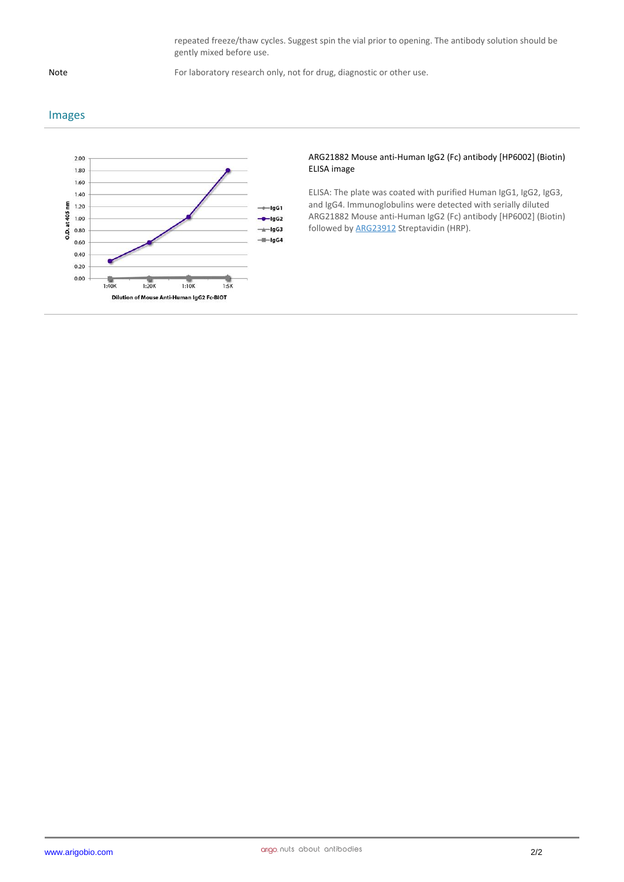repeated freeze/thaw cycles. Suggest spin the vial prior to opening. The antibody solution should be gently mixed before use.

Note | For laboratory research only, not for drug, diagnostic or other use.

## Images

2.00
1.80
1.60
1.40
1.20
1.00
0.80
0.60
0.40
0.20
0.00
O.D. at 405 nm
1:40K
1:20K
1:10K
1:5K
Dilution of Mouse Anti-Human IgG2 Fc-BIOT
IgG1
IgG2
IgG3
IgG4

**ARG21882 Mouse anti-Human IgG2 (Fc) antibody [HP6002] (Biotin) ELISA image**

ELISA: The plate was coated with purified Human IgG1, IgG2, IgG3, and IgG4. Immunoglobulins were detected with serially diluted ARG21882 Mouse anti-Human IgG2 (Fc) antibody [HP6002] (Biotin) followed by ARG23912 Streptavidin (HRP).